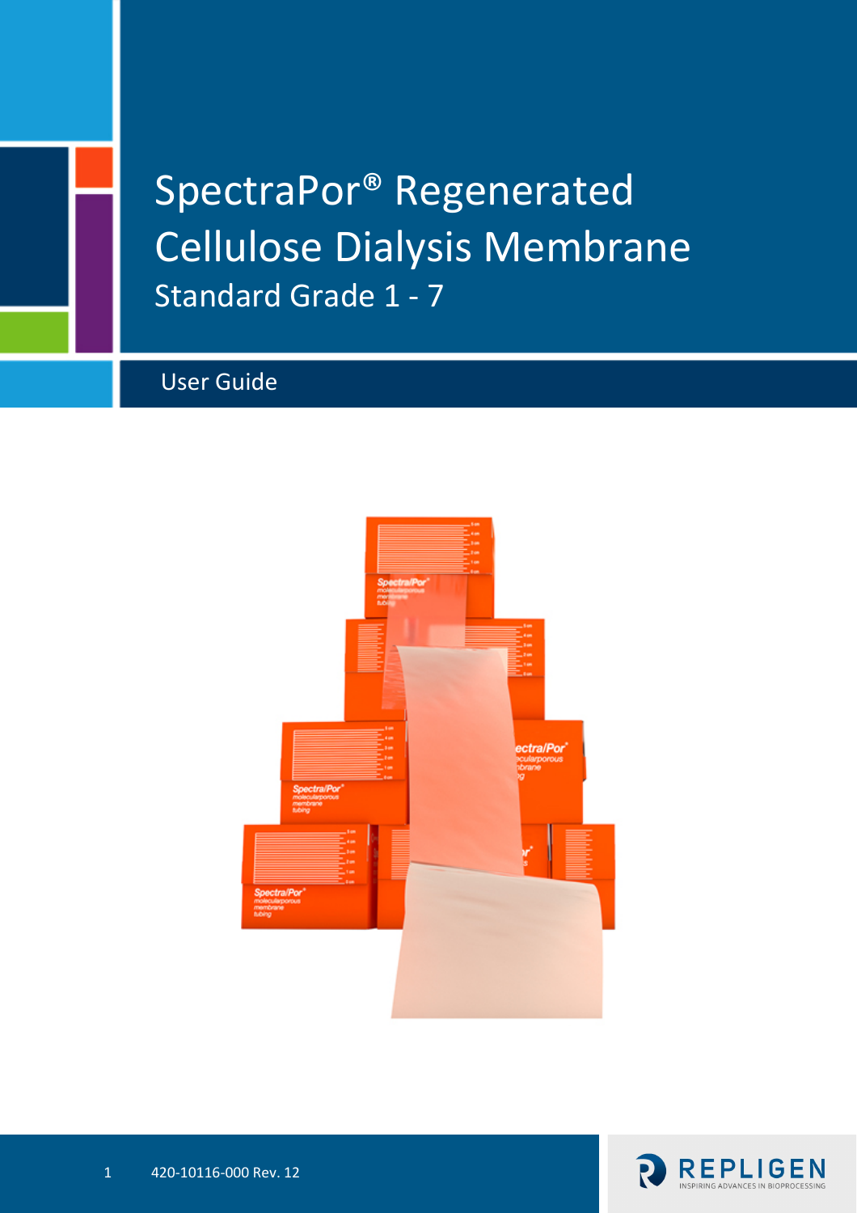# SpectraPor® Regenerated Cellulose Dialysis Membrane

## Standard Grade 1 - 7

User Guide

420-10116-000 Rev. 12

REPLIGEN

INSPIRING ADVANCES IN BIOPROCESSING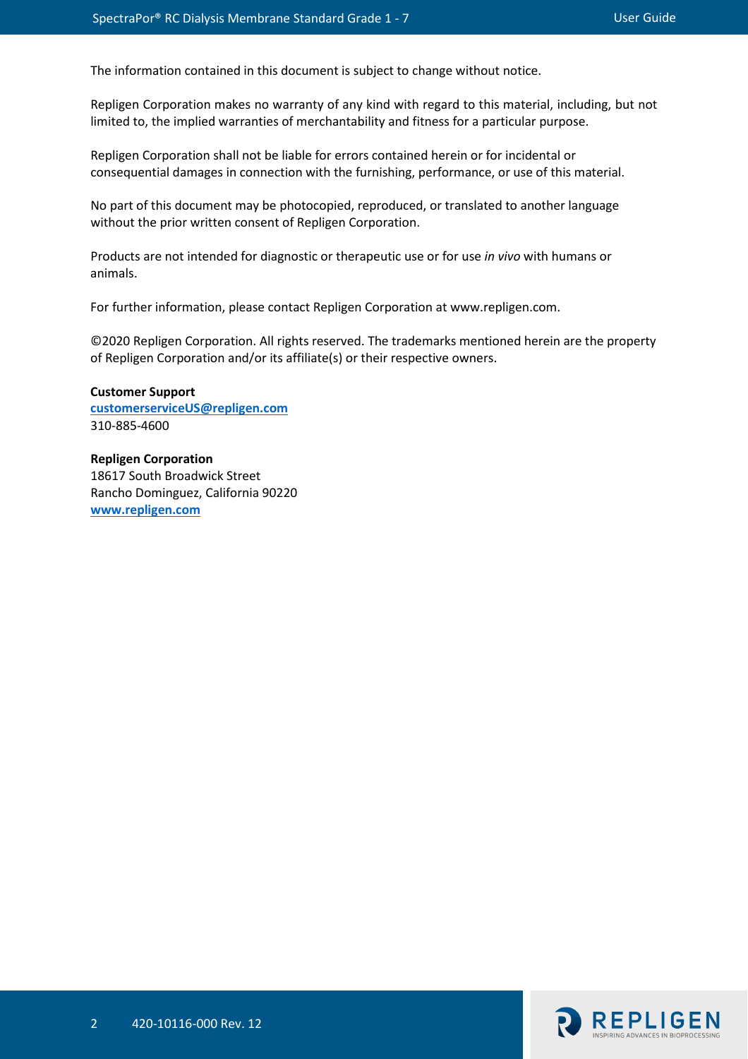The information contained in this document is subject to change without notice.

Repligen Corporation makes no warranty of any kind with regard to this material, including, but not limited to, the implied warranties of merchantability and fitness for a particular purpose.

Repligen Corporation shall not be liable for errors contained herein or for incidental or consequential damages in connection with the furnishing, performance, or use of this material.

No part of this document may be photocopied, reproduced, or translated to another language without the prior written consent of Repligen Corporation.

Products are not intended for diagnostic or therapeutic use or for use *in vivo* with humans or animals.

For further information, please contact Repligen Corporation at www.repligen.com.

©2020 Repligen Corporation. All rights reserved. The trademarks mentioned herein are the property of Repligen Corporation and/or its affiliate(s) or their respective owners.

**Customer Support**
[customerserviceUS@repligen.com](mailto:customerserviceUS@repligen.com)
310-885-4600

**Repligen Corporation**
18617 South Broadwick Street
Rancho Dominguez, California 90220
[www.repligen.com](http://www.repligen.com)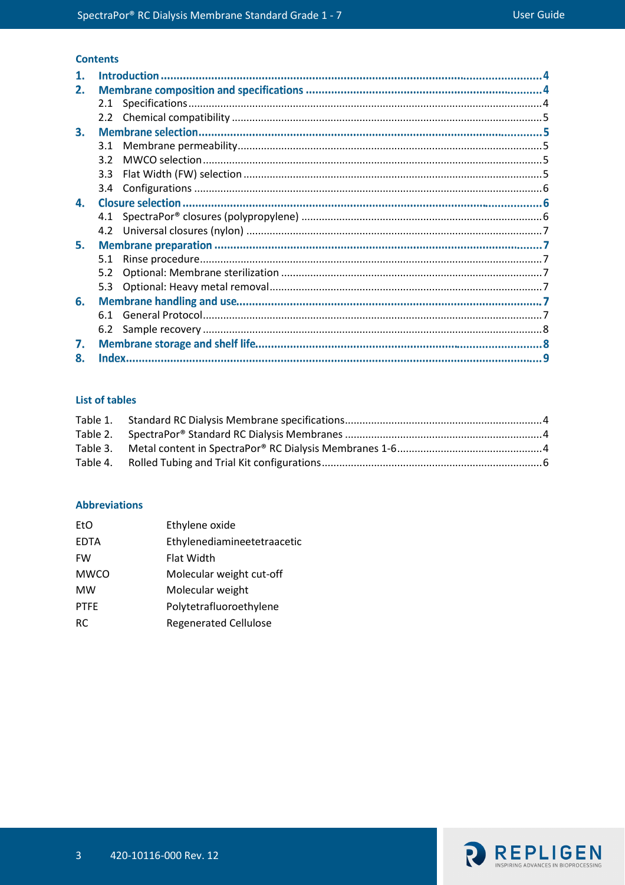## Contents

1. **Introduction** ........................................................ 4
2. **Membrane composition and specifications** ........................................................ 4
   - 2.1 Specifications ........................................................ 4
   - 2.2 Chemical compatibility ........................................................ 5
3. **Membrane selection** ........................................................ 5
   - 3.1 Membrane permeability ........................................................ 5
   - 3.2 MWCO selection ........................................................ 5
   - 3.3 Flat Width (FW) selection ........................................................ 5
   - 3.4 Configurations ........................................................ 6
4. **Closure selection** ........................................................ 6
   - 4.1 SpectraPor® closures (polypropylene) ........................................................ 6
   - 4.2 Universal closures (nylon) ........................................................ 7
5. **Membrane preparation** ........................................................ 7
   - 5.1 Rinse procedure ........................................................ 7
   - 5.2 Optional: Membrane sterilization ........................................................ 7
   - 5.3 Optional: Heavy metal removal ........................................................ 7
6. **Membrane handling and use** ........................................................ 7
   - 6.1 General Protocol ........................................................ 7
   - 6.2 Sample recovery ........................................................ 8
7. **Membrane storage and shelf life** ........................................................ 8
8. **Index** ........................................................ 9

## List of tables

Table 1. Standard RC Dialysis Membrane specifications ........................................................ 4
Table 2. SpectraPor® Standard RC Dialysis Membranes ........................................................ 4
Table 3. Metal content in SpectraPor® RC Dialysis Membranes 1-6 ........................................................ 4
Table 4. Rolled Tubing and Trial Kit configurations ........................................................ 6

## Abbreviations

| | |
|---|---|
| EtO | Ethylene oxide |
| EDTA | Ethylenediamineetetraacetic |
| FW | Flat Width |
| MWCO | Molecular weight cut-off |
| MW | Molecular weight |
| PTFE | Polytetrafluoroethylene |
| RC | Regenerated Cellulose |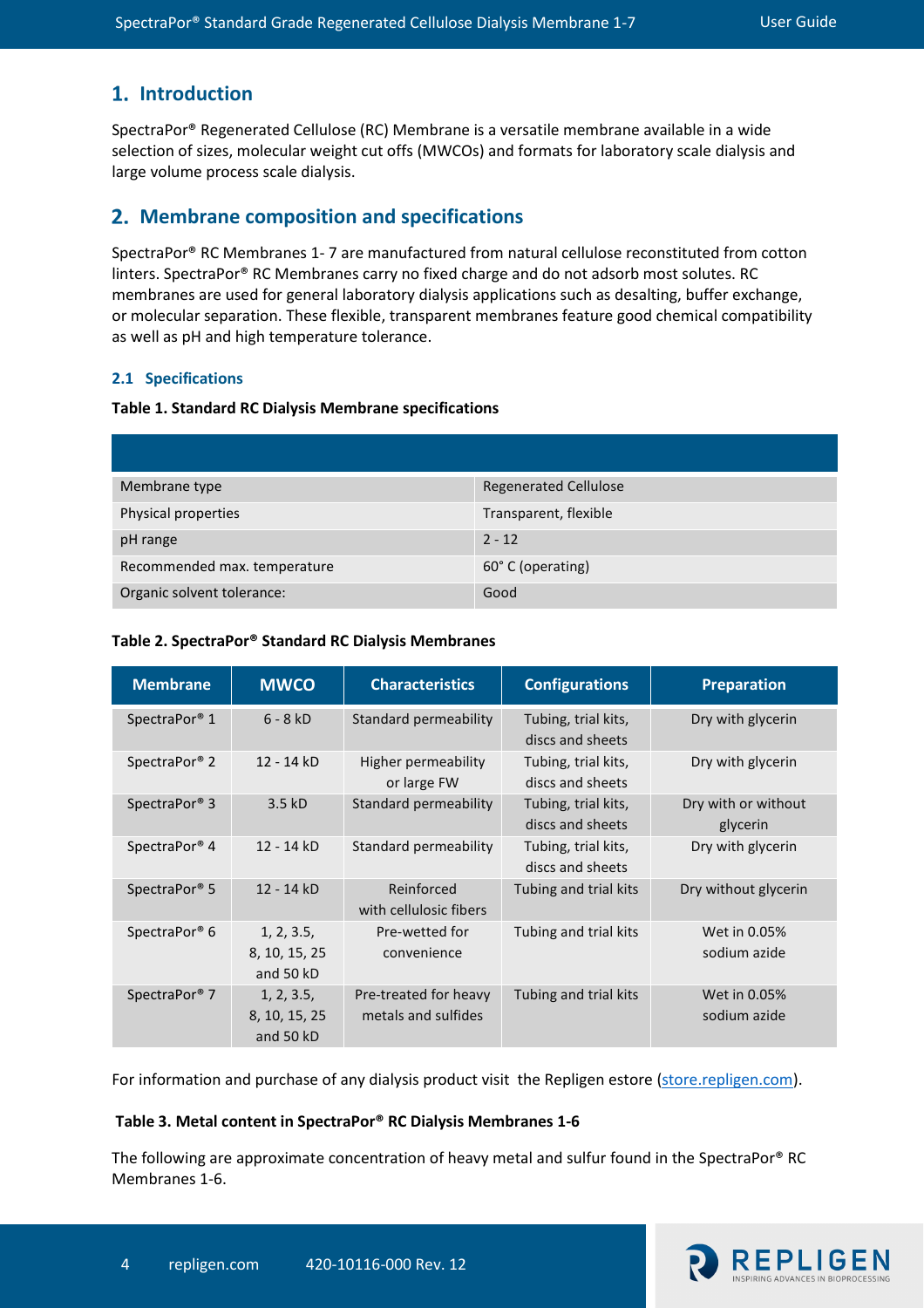## 1. Introduction

SpectraPor® Regenerated Cellulose (RC) Membrane is a versatile membrane available in a wide selection of sizes, molecular weight cut offs (MWCOs) and formats for laboratory scale dialysis and large volume process scale dialysis.

## 2. Membrane composition and specifications

SpectraPor® RC Membranes 1- 7 are manufactured from natural cellulose reconstituted from cotton linters. SpectraPor® RC Membranes carry no fixed charge and do not adsorb most solutes. RC membranes are used for general laboratory dialysis applications such as desalting, buffer exchange, or molecular separation. These flexible, transparent membranes feature good chemical compatibility as well as pH and high temperature tolerance.

### 2.1 Specifications

**Table 1. Standard RC Dialysis Membrane specifications**

| | |
|---|---|
| Membrane type | Regenerated Cellulose |
| Physical properties | Transparent, flexible |
| pH range | 2 - 12 |
| Recommended max. temperature | 60° C (operating) |
| Organic solvent tolerance: | Good |

**Table 2. SpectraPor® Standard RC Dialysis Membranes**

| Membrane | MWCO | Characteristics | Configurations | Preparation |
|---|---|---|---|---|
| SpectraPor® 1 | 6 - 8 kD | Standard permeability | Tubing, trial kits, discs and sheets | Dry with glycerin |
| SpectraPor® 2 | 12 - 14 kD | Higher permeability or large FW | Tubing, trial kits, discs and sheets | Dry with glycerin |
| SpectraPor® 3 | 3.5 kD | Standard permeability | Tubing, trial kits, discs and sheets | Dry with or without glycerin |
| SpectraPor® 4 | 12 - 14 kD | Standard permeability | Tubing, trial kits, discs and sheets | Dry with glycerin |
| SpectraPor® 5 | 12 - 14 kD | Reinforced with cellulosic fibers | Tubing and trial kits | Dry without glycerin |
| SpectraPor® 6 | 1, 2, 3.5, 8, 10, 15, 25 and 50 kD | Pre-wetted for convenience | Tubing and trial kits | Wet in 0.05% sodium azide |
| SpectraPor® 7 | 1, 2, 3.5, 8, 10, 15, 25 and 50 kD | Pre-treated for heavy metals and sulfides | Tubing and trial kits | Wet in 0.05% sodium azide |

For information and purchase of any dialysis product visit the Repligen estore (store.repligen.com).

**Table 3. Metal content in SpectraPor® RC Dialysis Membranes 1-6**

The following are approximate concentration of heavy metal and sulfur found in the SpectraPor® RC Membranes 1-6.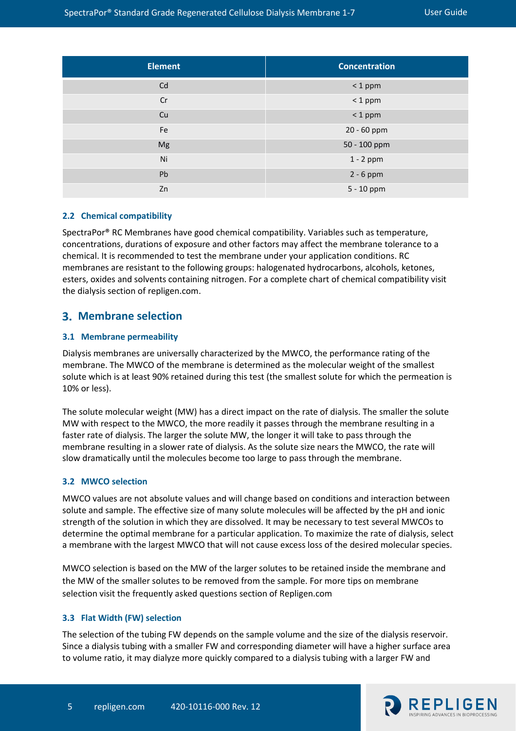| Element | Concentration |
|---|---|
| Cd | < 1 ppm |
| Cr | < 1 ppm |
| Cu | < 1 ppm |
| Fe | 20 - 60 ppm |
| Mg | 50 - 100 ppm |
| Ni | 1 - 2 ppm |
| Pb | 2 - 6 ppm |
| Zn | 5 - 10 ppm |

### 2.2 Chemical compatibility

SpectraPor® RC Membranes have good chemical compatibility. Variables such as temperature, concentrations, durations of exposure and other factors may affect the membrane tolerance to a chemical. It is recommended to test the membrane under your application conditions. RC membranes are resistant to the following groups: halogenated hydrocarbons, alcohols, ketones, esters, oxides and solvents containing nitrogen. For a complete chart of chemical compatibility visit the dialysis section of repligen.com.

## 3. Membrane selection

### 3.1 Membrane permeability

Dialysis membranes are universally characterized by the MWCO, the performance rating of the membrane. The MWCO of the membrane is determined as the molecular weight of the smallest solute which is at least 90% retained during this test (the smallest solute for which the permeation is 10% or less).

The solute molecular weight (MW) has a direct impact on the rate of dialysis. The smaller the solute MW with respect to the MWCO, the more readily it passes through the membrane resulting in a faster rate of dialysis. The larger the solute MW, the longer it will take to pass through the membrane resulting in a slower rate of dialysis. As the solute size nears the MWCO, the rate will slow dramatically until the molecules become too large to pass through the membrane.

### 3.2 MWCO selection

MWCO values are not absolute values and will change based on conditions and interaction between solute and sample. The effective size of many solute molecules will be affected by the pH and ionic strength of the solution in which they are dissolved. It may be necessary to test several MWCOs to determine the optimal membrane for a particular application. To maximize the rate of dialysis, select a membrane with the largest MWCO that will not cause excess loss of the desired molecular species.

MWCO selection is based on the MW of the larger solutes to be retained inside the membrane and the MW of the smaller solutes to be removed from the sample. For more tips on membrane selection visit the frequently asked questions section of Repligen.com

### 3.3 Flat Width (FW) selection

The selection of the tubing FW depends on the sample volume and the size of the dialysis reservoir. Since a dialysis tubing with a smaller FW and corresponding diameter will have a higher surface area to volume ratio, it may dialyze more quickly compared to a dialysis tubing with a larger FW and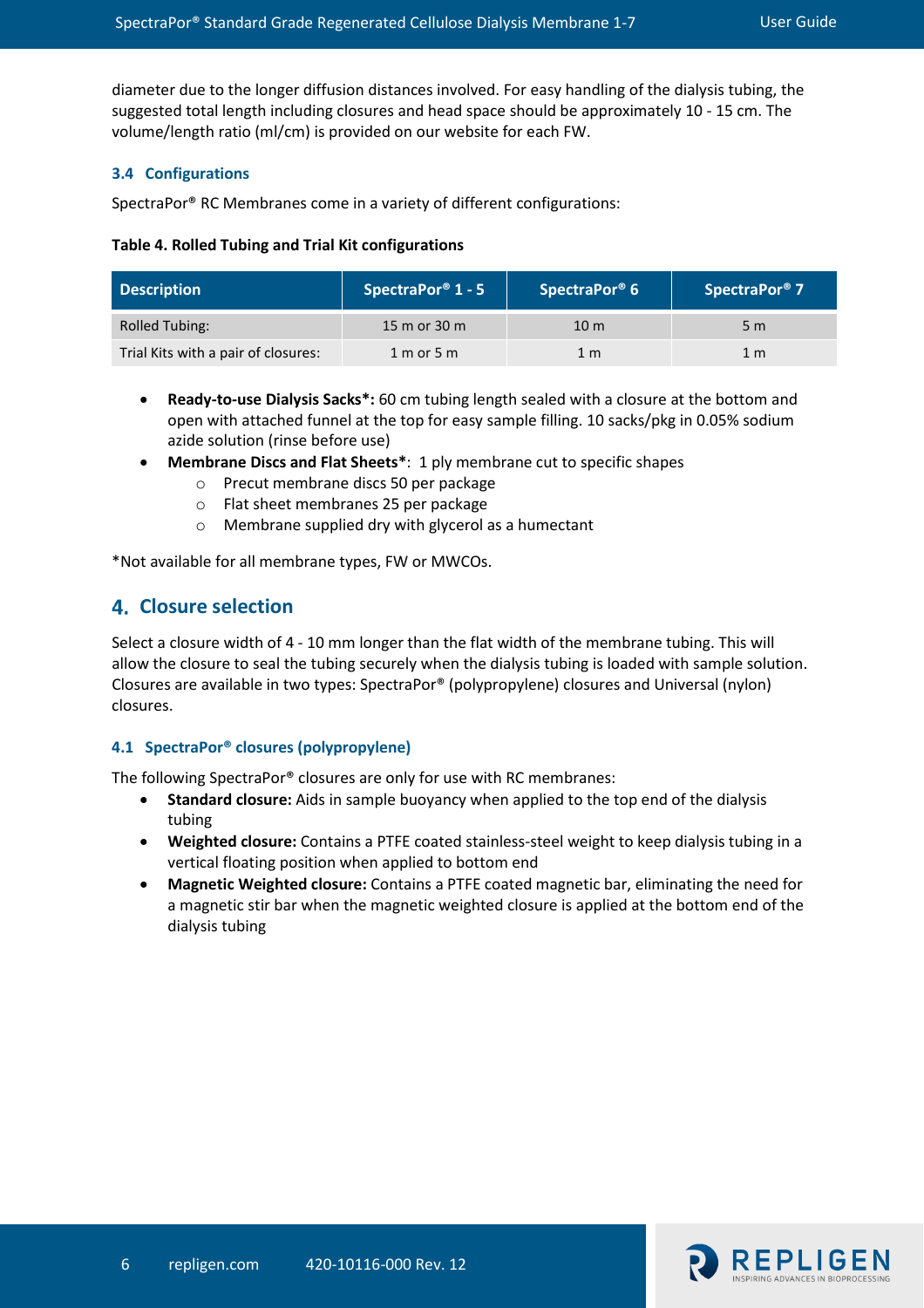diameter due to the longer diffusion distances involved. For easy handling of the dialysis tubing, the suggested total length including closures and head space should be approximately 10 - 15 cm. The volume/length ratio (ml/cm) is provided on our website for each FW.

### 3.4 Configurations

SpectraPor® RC Membranes come in a variety of different configurations:

**Table 4. Rolled Tubing and Trial Kit configurations**

| Description | SpectraPor® 1 - 5 | SpectraPor® 6 | SpectraPor® 7 |
|---|---|---|---|
| Rolled Tubing: | 15 m or 30 m | 10 m | 5 m |
| Trial Kits with a pair of closures: | 1 m or 5 m | 1 m | 1 m |

- **Ready-to-use Dialysis Sacks*:** 60 cm tubing length sealed with a closure at the bottom and open with attached funnel at the top for easy sample filling. 10 sacks/pkg in 0.05% sodium azide solution (rinse before use)
- **Membrane Discs and Flat Sheets***: 1 ply membrane cut to specific shapes
  - Precut membrane discs 50 per package
  - Flat sheet membranes 25 per package
  - Membrane supplied dry with glycerol as a humectant

*Not available for all membrane types, FW or MWCOs.

## 4. Closure selection

Select a closure width of 4 - 10 mm longer than the flat width of the membrane tubing. This will allow the closure to seal the tubing securely when the dialysis tubing is loaded with sample solution. Closures are available in two types: SpectraPor® (polypropylene) closures and Universal (nylon) closures.

### 4.1 SpectraPor® closures (polypropylene)

The following SpectraPor® closures are only for use with RC membranes:

- **Standard closure:** Aids in sample buoyancy when applied to the top end of the dialysis tubing
- **Weighted closure:** Contains a PTFE coated stainless-steel weight to keep dialysis tubing in a vertical floating position when applied to bottom end
- **Magnetic Weighted closure:** Contains a PTFE coated magnetic bar, eliminating the need for a magnetic stir bar when the magnetic weighted closure is applied at the bottom end of the dialysis tubing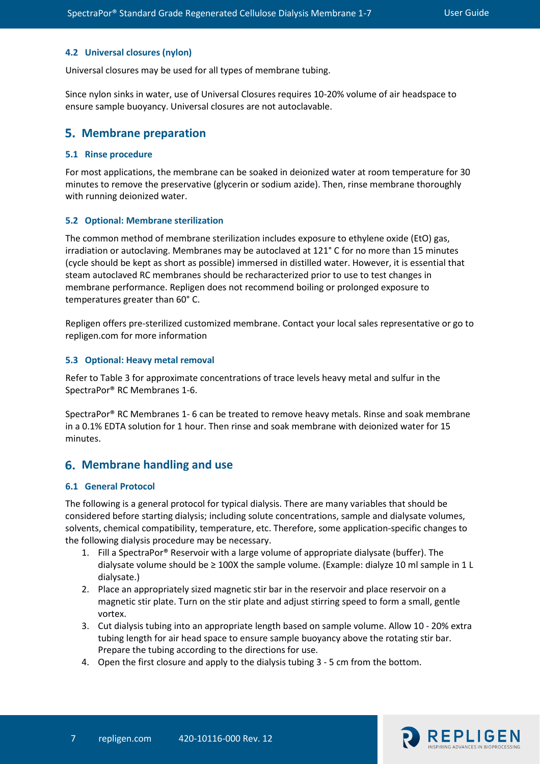### 4.2 Universal closures (nylon)

Universal closures may be used for all types of membrane tubing.

Since nylon sinks in water, use of Universal Closures requires 10-20% volume of air headspace to ensure sample buoyancy. Universal closures are not autoclavable.

## 5. Membrane preparation

### 5.1 Rinse procedure

For most applications, the membrane can be soaked in deionized water at room temperature for 30 minutes to remove the preservative (glycerin or sodium azide). Then, rinse membrane thoroughly with running deionized water.

### 5.2 Optional: Membrane sterilization

The common method of membrane sterilization includes exposure to ethylene oxide (EtO) gas, irradiation or autoclaving. Membranes may be autoclaved at 121° C for no more than 15 minutes (cycle should be kept as short as possible) immersed in distilled water. However, it is essential that steam autoclaved RC membranes should be recharacterized prior to use to test changes in membrane performance. Repligen does not recommend boiling or prolonged exposure to temperatures greater than 60° C.

Repligen offers pre-sterilized customized membrane. Contact your local sales representative or go to repligen.com for more information

### 5.3 Optional: Heavy metal removal

Refer to Table 3 for approximate concentrations of trace levels heavy metal and sulfur in the SpectraPor® RC Membranes 1-6.

SpectraPor® RC Membranes 1- 6 can be treated to remove heavy metals. Rinse and soak membrane in a 0.1% EDTA solution for 1 hour. Then rinse and soak membrane with deionized water for 15 minutes.

## 6. Membrane handling and use

### 6.1 General Protocol

The following is a general protocol for typical dialysis. There are many variables that should be considered before starting dialysis; including solute concentrations, sample and dialysate volumes, solvents, chemical compatibility, temperature, etc. Therefore, some application-specific changes to the following dialysis procedure may be necessary.

1. Fill a SpectraPor® Reservoir with a large volume of appropriate dialysate (buffer). The dialysate volume should be ≥ 100X the sample volume. (Example: dialyze 10 ml sample in 1 L dialysate.)
2. Place an appropriately sized magnetic stir bar in the reservoir and place reservoir on a magnetic stir plate. Turn on the stir plate and adjust stirring speed to form a small, gentle vortex.
3. Cut dialysis tubing into an appropriate length based on sample volume. Allow 10 - 20% extra tubing length for air head space to ensure sample buoyancy above the rotating stir bar. Prepare the tubing according to the directions for use.
4. Open the first closure and apply to the dialysis tubing 3 - 5 cm from the bottom.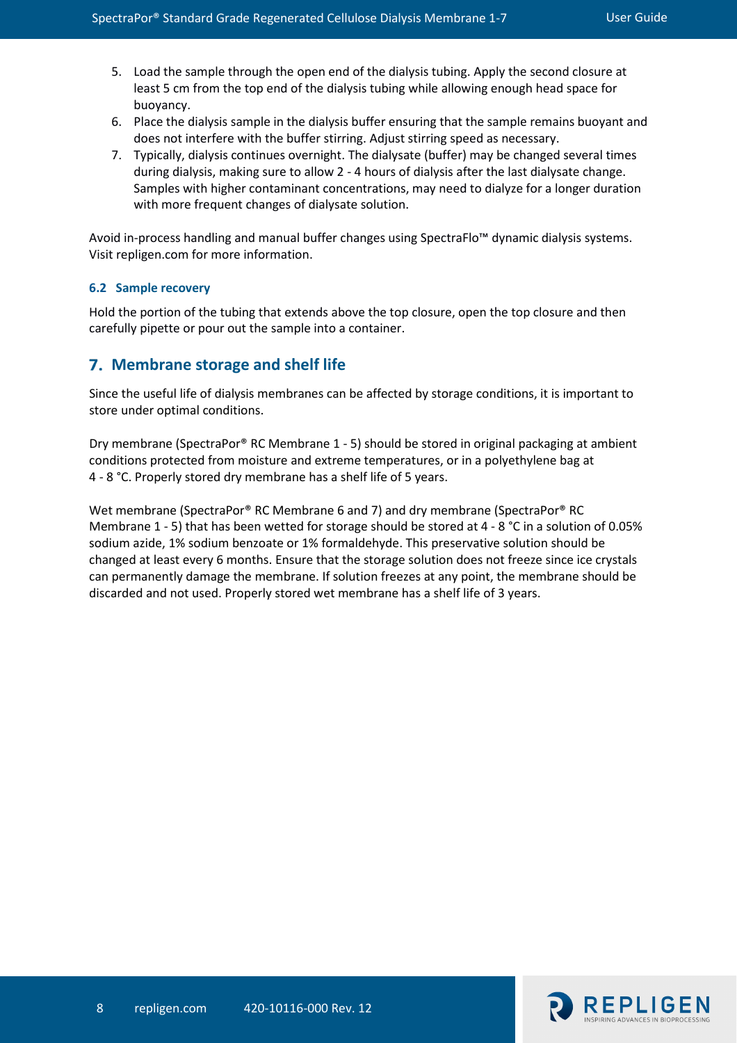5. Load the sample through the open end of the dialysis tubing. Apply the second closure at least 5 cm from the top end of the dialysis tubing while allowing enough head space for buoyancy.
6. Place the dialysis sample in the dialysis buffer ensuring that the sample remains buoyant and does not interfere with the buffer stirring. Adjust stirring speed as necessary.
7. Typically, dialysis continues overnight. The dialysate (buffer) may be changed several times during dialysis, making sure to allow 2 - 4 hours of dialysis after the last dialysate change. Samples with higher contaminant concentrations, may need to dialyze for a longer duration with more frequent changes of dialysate solution.

Avoid in-process handling and manual buffer changes using SpectraFlo™ dynamic dialysis systems. Visit repligen.com for more information.

### 6.2 Sample recovery

Hold the portion of the tubing that extends above the top closure, open the top closure and then carefully pipette or pour out the sample into a container.

## 7. Membrane storage and shelf life

Since the useful life of dialysis membranes can be affected by storage conditions, it is important to store under optimal conditions.

Dry membrane (SpectraPor® RC Membrane 1 - 5) should be stored in original packaging at ambient conditions protected from moisture and extreme temperatures, or in a polyethylene bag at 4 - 8 °C. Properly stored dry membrane has a shelf life of 5 years.

Wet membrane (SpectraPor® RC Membrane 6 and 7) and dry membrane (SpectraPor® RC Membrane 1 - 5) that has been wetted for storage should be stored at 4 - 8 °C in a solution of 0.05% sodium azide, 1% sodium benzoate or 1% formaldehyde. This preservative solution should be changed at least every 6 months. Ensure that the storage solution does not freeze since ice crystals can permanently damage the membrane. If solution freezes at any point, the membrane should be discarded and not used. Properly stored wet membrane has a shelf life of 3 years.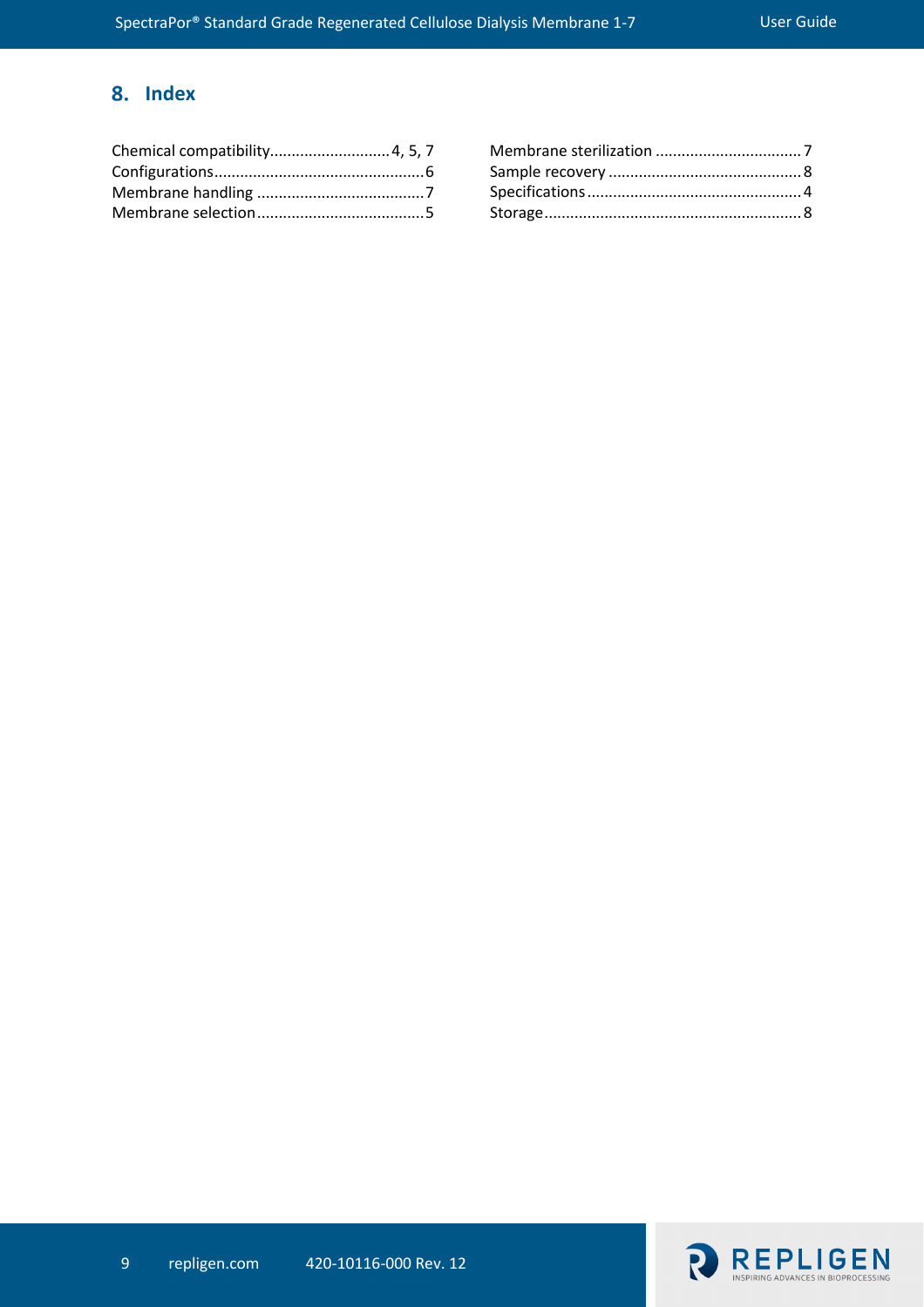## 8. Index

Chemical compatibility............................4, 5, 7
Configurations................................................6
Membrane handling .......................................7
Membrane selection.......................................5
Membrane sterilization ..................................7
Sample recovery ............................................8
Specifications.................................................4
Storage...........................................................8